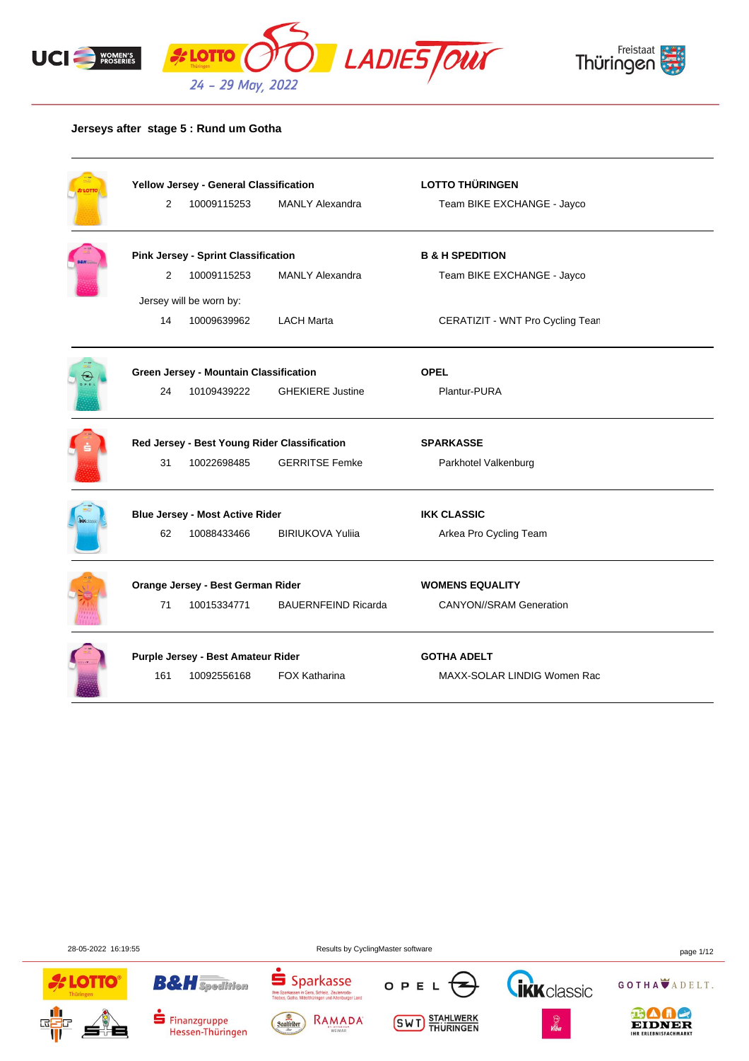### Jerseys after stage 5 : Rund um Gotha

| | | | | |
|---|---|---|---|---|
| **Yellow Jersey - General Classification** | | | **LOTTO THÜRINGEN** | |
| 2 | 10009115253 | MANLY Alexandra | Team BIKE EXCHANGE - Jayco | |
| **Pink Jersey - Sprint Classification** | | | **B & H SPEDITION** | |
| 2 | 10009115253 | MANLY Alexandra | Team BIKE EXCHANGE - Jayco | |
| Jersey will be worn by: | | | | |
| 14 | 10009639962 | LACH Marta | CERATIZIT - WNT Pro Cycling Tean | |
| **Green Jersey - Mountain Classification** | | | **OPEL** | |
| 24 | 10109439222 | GHEKIERE Justine | Plantur-PURA | |
| **Red Jersey - Best Young Rider Classification** | | | **SPARKASSE** | |
| 31 | 10022698485 | GERRITSE Femke | Parkhotel Valkenburg | |
| **Blue Jersey - Most Active Rider** | | | **IKK CLASSIC** | |
| 62 | 10088433466 | BIRIUKOVA Yuliia | Arkea Pro Cycling Team | |
| **Orange Jersey - Best German Rider** | | | **WOMENS EQUALITY** | |
| 71 | 10015334771 | BAUERNFEIND Ricarda | CANYON//SRAM Generation | |
| **Purple Jersey - Best Amateur Rider** | | | **GOTHA ADELT** | |
| 161 | 10092556168 | FOX Katharina | MAXX-SOLAR LINDIG Women Rac | |

28-05-2022 16:19:55 Results by CyclingMaster software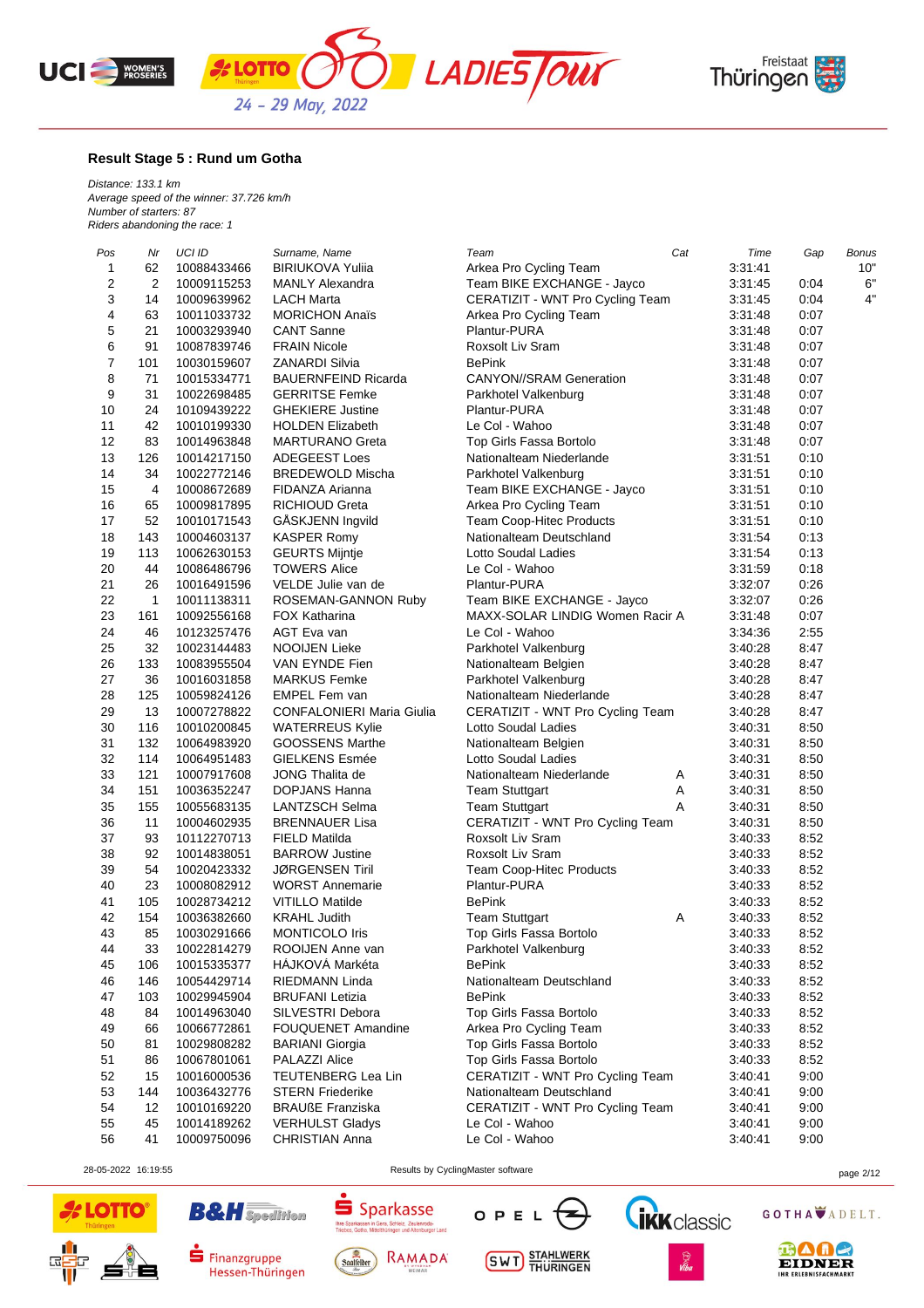### Result Stage 5 : Rund um Gotha

*Distance: 133.1 km*
*Average speed of the winner: 37.726 km/h*
*Number of starters: 87*
*Riders abandoning the race: 1*

| Pos | Nr | UCI ID | Surname, Name | Team | Cat | Time | Gap | Bonus |
|---|---|---|---|---|---|---|---|---|
| 1 | 62 | 10088433466 | BIRIUKOVA Yuliia | Arkea Pro Cycling Team | | 3:31:41 | | 10" |
| 2 | 2 | 10009115253 | MANLY Alexandra | Team BIKE EXCHANGE - Jayco | | 3:31:45 | 0:04 | 6" |
| 3 | 14 | 10009639962 | LACH Marta | CERATIZIT - WNT Pro Cycling Team | | 3:31:45 | 0:04 | 4" |
| 4 | 63 | 10011033732 | MORICHON Anaïs | Arkea Pro Cycling Team | | 3:31:48 | 0:07 | |
| 5 | 21 | 10003293940 | CANT Sanne | Plantur-PURA | | 3:31:48 | 0:07 | |
| 6 | 91 | 10087839746 | FRAIN Nicole | Roxsolt Liv Sram | | 3:31:48 | 0:07 | |
| 7 | 101 | 10030159607 | ZANARDI Silvia | BePink | | 3:31:48 | 0:07 | |
| 8 | 71 | 10015334771 | BAUERNFEIND Ricarda | CANYON//SRAM Generation | | 3:31:48 | 0:07 | |
| 9 | 31 | 10022698485 | GERRITSE Femke | Parkhotel Valkenburg | | 3:31:48 | 0:07 | |
| 10 | 24 | 10109439222 | GHEKIERE Justine | Plantur-PURA | | 3:31:48 | 0:07 | |
| 11 | 42 | 10010199330 | HOLDEN Elizabeth | Le Col - Wahoo | | 3:31:48 | 0:07 | |
| 12 | 83 | 10014963848 | MARTURANO Greta | Top Girls Fassa Bortolo | | 3:31:48 | 0:07 | |
| 13 | 126 | 10014217150 | ADEGEEST Loes | Nationalteam Niederlande | | 3:31:51 | 0:10 | |
| 14 | 34 | 10022772146 | BREDEWOLD Mischa | Parkhotel Valkenburg | | 3:31:51 | 0:10 | |
| 15 | 4 | 10008672689 | FIDANZA Arianna | Team BIKE EXCHANGE - Jayco | | 3:31:51 | 0:10 | |
| 16 | 65 | 10009817895 | RICHIOUD Greta | Arkea Pro Cycling Team | | 3:31:51 | 0:10 | |
| 17 | 52 | 10010171543 | GÅSKJENN Ingvild | Team Coop-Hitec Products | | 3:31:51 | 0:10 | |
| 18 | 143 | 10004603137 | KASPER Romy | Nationalteam Deutschland | | 3:31:54 | 0:13 | |
| 19 | 113 | 10062630153 | GEURTS Mijntje | Lotto Soudal Ladies | | 3:31:54 | 0:13 | |
| 20 | 44 | 10086486796 | TOWERS Alice | Le Col - Wahoo | | 3:31:59 | 0:18 | |
| 21 | 26 | 10016491596 | VELDE Julie van de | Plantur-PURA | | 3:32:07 | 0:26 | |
| 22 | 1 | 10011138311 | ROSEMAN-GANNON Ruby | Team BIKE EXCHANGE - Jayco | | 3:32:07 | 0:26 | |
| 23 | 161 | 10092556168 | FOX Katharina | MAXX-SOLAR LINDIG Women Racir | A | 3:31:48 | 0:07 | |
| 24 | 46 | 10123257476 | AGT Eva van | Le Col - Wahoo | | 3:34:36 | 2:55 | |
| 25 | 32 | 10023144483 | NOOIJEN Lieke | Parkhotel Valkenburg | | 3:40:28 | 8:47 | |
| 26 | 133 | 10083955504 | VAN EYNDE Fien | Nationalteam Belgien | | 3:40:28 | 8:47 | |
| 27 | 36 | 10016031858 | MARKUS Femke | Parkhotel Valkenburg | | 3:40:28 | 8:47 | |
| 28 | 125 | 10059824126 | EMPEL Fem van | Nationalteam Niederlande | | 3:40:28 | 8:47 | |
| 29 | 13 | 10007278822 | CONFALONIERI Maria Giulia | CERATIZIT - WNT Pro Cycling Team | | 3:40:28 | 8:47 | |
| 30 | 116 | 10010200845 | WATERREUS Kylie | Lotto Soudal Ladies | | 3:40:31 | 8:50 | |
| 31 | 132 | 10064983920 | GOOSSENS Marthe | Nationalteam Belgien | | 3:40:31 | 8:50 | |
| 32 | 114 | 10064951483 | GIELKENS Esmée | Lotto Soudal Ladies | | 3:40:31 | 8:50 | |
| 33 | 121 | 10007917608 | JONG Thalita de | Nationalteam Niederlande | A | 3:40:31 | 8:50 | |
| 34 | 151 | 10036352247 | DOPJANS Hanna | Team Stuttgart | A | 3:40:31 | 8:50 | |
| 35 | 155 | 10055683135 | LANTZSCH Selma | Team Stuttgart | A | 3:40:31 | 8:50 | |
| 36 | 11 | 10004602935 | BRENNAUER Lisa | CERATIZIT - WNT Pro Cycling Team | | 3:40:31 | 8:50 | |
| 37 | 93 | 10112270713 | FIELD Matilda | Roxsolt Liv Sram | | 3:40:33 | 8:52 | |
| 38 | 92 | 10014838051 | BARROW Justine | Roxsolt Liv Sram | | 3:40:33 | 8:52 | |
| 39 | 54 | 10020423332 | JØRGENSEN Tiril | Team Coop-Hitec Products | | 3:40:33 | 8:52 | |
| 40 | 23 | 10008082912 | WORST Annemarie | Plantur-PURA | | 3:40:33 | 8:52 | |
| 41 | 105 | 10028734212 | VITILLO Matilde | BePink | | 3:40:33 | 8:52 | |
| 42 | 154 | 10036382660 | KRAHL Judith | Team Stuttgart | A | 3:40:33 | 8:52 | |
| 43 | 85 | 10030291666 | MONTICOLO Iris | Top Girls Fassa Bortolo | | 3:40:33 | 8:52 | |
| 44 | 33 | 10022814279 | ROOIJEN Anne van | Parkhotel Valkenburg | | 3:40:33 | 8:52 | |
| 45 | 106 | 10015335377 | HÁJKOVÁ Markéta | BePink | | 3:40:33 | 8:52 | |
| 46 | 146 | 10054429714 | RIEDMANN Linda | Nationalteam Deutschland | | 3:40:33 | 8:52 | |
| 47 | 103 | 10029945904 | BRUFANI Letizia | BePink | | 3:40:33 | 8:52 | |
| 48 | 84 | 10014963040 | SILVESTRI Debora | Top Girls Fassa Bortolo | | 3:40:33 | 8:52 | |
| 49 | 66 | 10066772861 | FOUQUENET Amandine | Arkea Pro Cycling Team | | 3:40:33 | 8:52 | |
| 50 | 81 | 10029808282 | BARIANI Giorgia | Top Girls Fassa Bortolo | | 3:40:33 | 8:52 | |
| 51 | 86 | 10067801061 | PALAZZI Alice | Top Girls Fassa Bortolo | | 3:40:33 | 8:52 | |
| 52 | 15 | 10016000536 | TEUTENBERG Lea Lin | CERATIZIT - WNT Pro Cycling Team | | 3:40:41 | 9:00 | |
| 53 | 144 | 10036432776 | STERN Friederike | Nationalteam Deutschland | | 3:40:41 | 9:00 | |
| 54 | 12 | 10010169220 | BRAUßE Franziska | CERATIZIT - WNT Pro Cycling Team | | 3:40:41 | 9:00 | |
| 55 | 45 | 10014189262 | VERHULST Gladys | Le Col - Wahoo | | 3:40:41 | 9:00 | |
| 56 | 41 | 10009750096 | CHRISTIAN Anna | Le Col - Wahoo | | 3:40:41 | 9:00 | |

28-05-2022 16:19:55 — Results by CyclingMaster software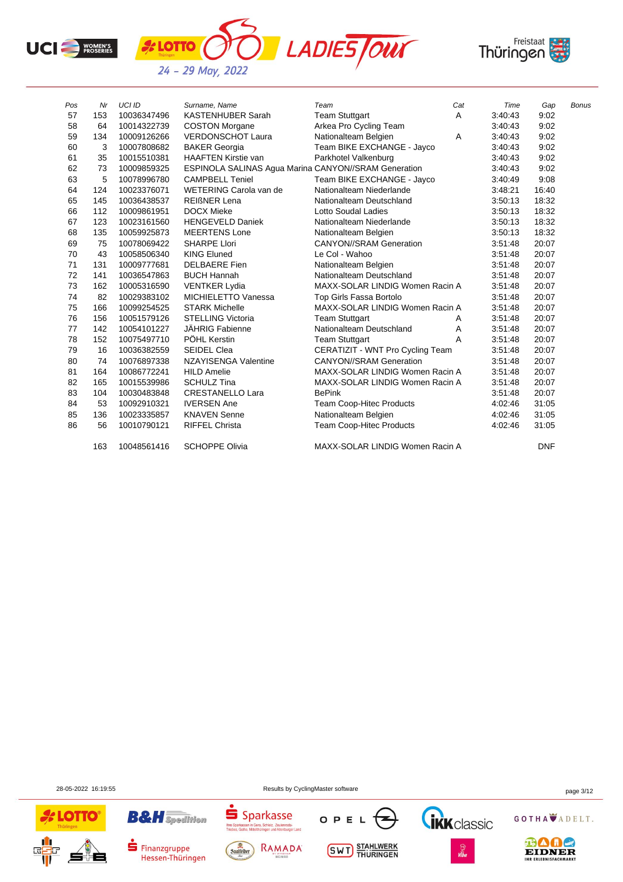| Pos | Nr | UCI ID | Surname, Name | Team | Cat | Time | Gap | Bonus |
|---|---|---|---|---|---|---|---|---|
| 57 | 153 | 10036347496 | KASTENHUBER Sarah | Team Stuttgart | A | 3:40:43 | 9:02 | |
| 58 | 64 | 10014322739 | COSTON Morgane | Arkea Pro Cycling Team | | 3:40:43 | 9:02 | |
| 59 | 134 | 10009126266 | VERDONSCHOT Laura | Nationalteam Belgien | A | 3:40:43 | 9:02 | |
| 60 | 3 | 10007808682 | BAKER Georgia | Team BIKE EXCHANGE - Jayco | | 3:40:43 | 9:02 | |
| 61 | 35 | 10015510381 | HAAFTEN Kirstie van | Parkhotel Valkenburg | | 3:40:43 | 9:02 | |
| 62 | 73 | 10009859325 | ESPINOLA SALINAS Agua Marina | CANYON//SRAM Generation | | 3:40:43 | 9:02 | |
| 63 | 5 | 10078996780 | CAMPBELL Teniel | Team BIKE EXCHANGE - Jayco | | 3:40:49 | 9:08 | |
| 64 | 124 | 10023376071 | WETERING Carola van de | Nationalteam Niederlande | | 3:48:21 | 16:40 | |
| 65 | 145 | 10036438537 | REIßNER Lena | Nationalteam Deutschland | | 3:50:13 | 18:32 | |
| 66 | 112 | 10009861951 | DOCX Mieke | Lotto Soudal Ladies | | 3:50:13 | 18:32 | |
| 67 | 123 | 10023161560 | HENGEVELD Daniek | Nationalteam Niederlande | | 3:50:13 | 18:32 | |
| 68 | 135 | 10059925873 | MEERTENS Lone | Nationalteam Belgien | | 3:50:13 | 18:32 | |
| 69 | 75 | 10078069422 | SHARPE Llori | CANYON//SRAM Generation | | 3:51:48 | 20:07 | |
| 70 | 43 | 10058506340 | KING Eluned | Le Col - Wahoo | | 3:51:48 | 20:07 | |
| 71 | 131 | 10009777681 | DELBAERE Fien | Nationalteam Belgien | | 3:51:48 | 20:07 | |
| 72 | 141 | 10036547863 | BUCH Hannah | Nationalteam Deutschland | | 3:51:48 | 20:07 | |
| 73 | 162 | 10005316590 | VENTKER Lydia | MAXX-SOLAR LINDIG Women Racin | A | 3:51:48 | 20:07 | |
| 74 | 82 | 10029383102 | MICHIELETTO Vanessa | Top Girls Fassa Bortolo | | 3:51:48 | 20:07 | |
| 75 | 166 | 10099254525 | STARK Michelle | MAXX-SOLAR LINDIG Women Racin | A | 3:51:48 | 20:07 | |
| 76 | 156 | 10051579126 | STELLING Victoria | Team Stuttgart | A | 3:51:48 | 20:07 | |
| 77 | 142 | 10054101227 | JÄHRIG Fabienne | Nationalteam Deutschland | A | 3:51:48 | 20:07 | |
| 78 | 152 | 10075497710 | PÖHL Kerstin | Team Stuttgart | A | 3:51:48 | 20:07 | |
| 79 | 16 | 10036382559 | SEIDEL Clea | CERATIZIT - WNT Pro Cycling Team | | 3:51:48 | 20:07 | |
| 80 | 74 | 10076897338 | NZAYISENGA Valentine | CANYON//SRAM Generation | | 3:51:48 | 20:07 | |
| 81 | 164 | 10086772241 | HILD Amelie | MAXX-SOLAR LINDIG Women Racin | A | 3:51:48 | 20:07 | |
| 82 | 165 | 10015539986 | SCHULZ Tina | MAXX-SOLAR LINDIG Women Racin | A | 3:51:48 | 20:07 | |
| 83 | 104 | 10030483848 | CRESTANELLO Lara | BePink | | 3:51:48 | 20:07 | |
| 84 | 53 | 10092910321 | IVERSEN Ane | Team Coop-Hitec Products | | 4:02:46 | 31:05 | |
| 85 | 136 | 10023335857 | KNAVEN Senne | Nationalteam Belgien | | 4:02:46 | 31:05 | |
| 86 | 56 | 10010790121 | RIFFEL Christa | Team Coop-Hitec Products | | 4:02:46 | 31:05 | |
| | 163 | 10048561416 | SCHOPPE Olivia | MAXX-SOLAR LINDIG Women Racin | A | | DNF | |

28-05-2022 16:19:55 Results by CyclingMaster software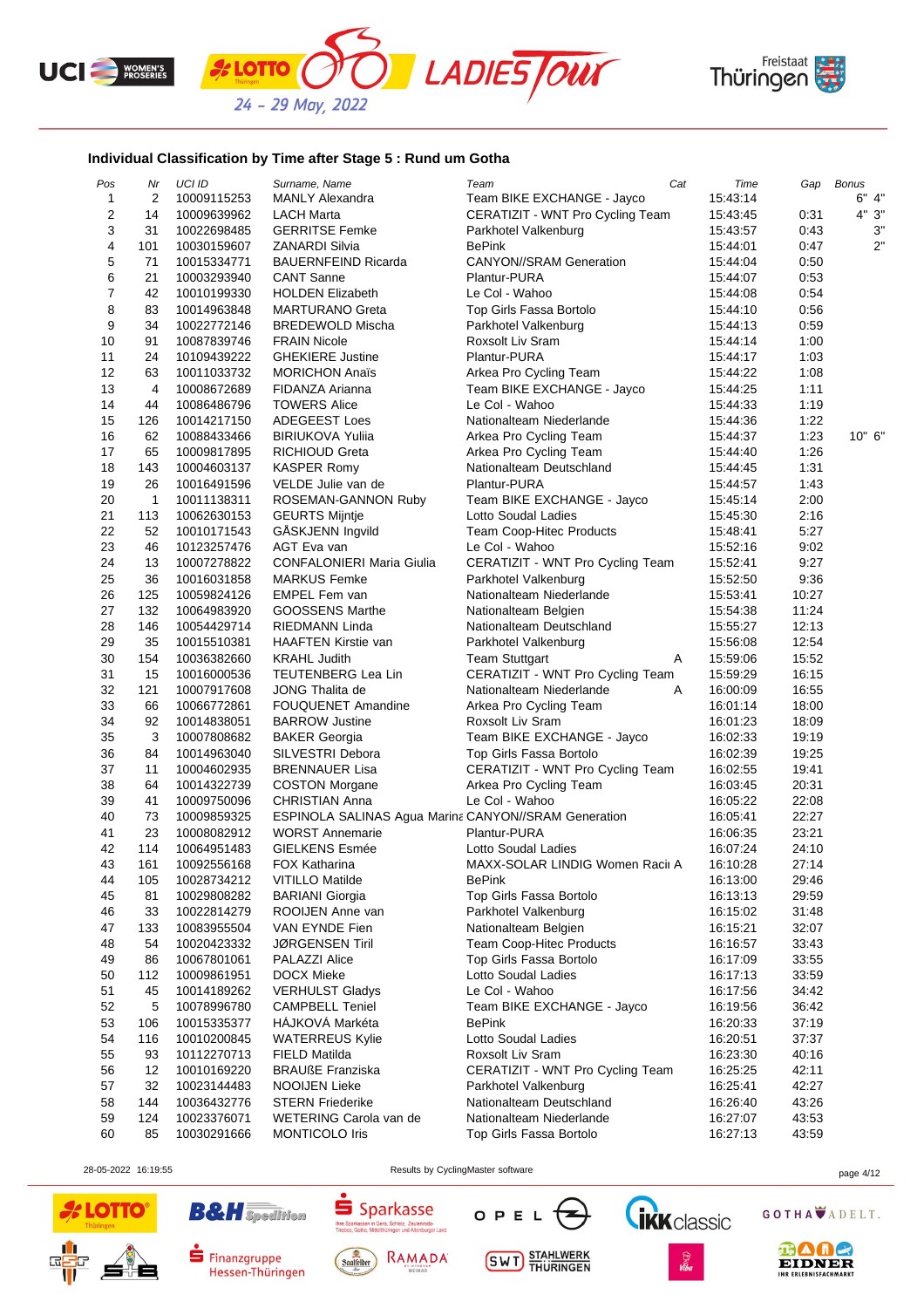## Individual Classification by Time after Stage 5 : Rund um Gotha

| Pos | Nr | UCI ID | Surname, Name | Team | Cat | Time | Gap | Bonus |
|---|---|---|---|---|---|---|---|---|
| 1 | 2 | 10009115253 | MANLY Alexandra | Team BIKE EXCHANGE - Jayco | | 15:43:14 | | 6" 4" |
| 2 | 14 | 10009639962 | LACH Marta | CERATIZIT - WNT Pro Cycling Team | | 15:43:45 | 0:31 | 4" 3" |
| 3 | 31 | 10022698485 | GERRITSE Femke | Parkhotel Valkenburg | | 15:43:57 | 0:43 | 3" |
| 4 | 101 | 10030159607 | ZANARDI Silvia | BePink | | 15:44:01 | 0:47 | 2" |
| 5 | 71 | 10015334771 | BAUERNFEIND Ricarda | CANYON//SRAM Generation | | 15:44:04 | 0:50 | |
| 6 | 21 | 10003293940 | CANT Sanne | Plantur-PURA | | 15:44:07 | 0:53 | |
| 7 | 42 | 10010199330 | HOLDEN Elizabeth | Le Col - Wahoo | | 15:44:08 | 0:54 | |
| 8 | 83 | 10014963848 | MARTURANO Greta | Top Girls Fassa Bortolo | | 15:44:10 | 0:56 | |
| 9 | 34 | 10022772146 | BREDEWOLD Mischa | Parkhotel Valkenburg | | 15:44:13 | 0:59 | |
| 10 | 91 | 10087839746 | FRAIN Nicole | Roxsolt Liv Sram | | 15:44:14 | 1:00 | |
| 11 | 24 | 10109439222 | GHEKIERE Justine | Plantur-PURA | | 15:44:17 | 1:03 | |
| 12 | 63 | 10011033732 | MORICHON Anaïs | Arkea Pro Cycling Team | | 15:44:22 | 1:08 | |
| 13 | 4 | 10008672689 | FIDANZA Arianna | Team BIKE EXCHANGE - Jayco | | 15:44:25 | 1:11 | |
| 14 | 44 | 10086486796 | TOWERS Alice | Le Col - Wahoo | | 15:44:33 | 1:19 | |
| 15 | 126 | 10014217150 | ADEGEEST Loes | Nationalteam Niederlande | | 15:44:36 | 1:22 | |
| 16 | 62 | 10088433466 | BIRIUKOVA Yuliia | Arkea Pro Cycling Team | | 15:44:37 | 1:23 | 10" 6" |
| 17 | 65 | 10009817895 | RICHIOUD Greta | Arkea Pro Cycling Team | | 15:44:40 | 1:26 | |
| 18 | 143 | 10004603137 | KASPER Romy | Nationalteam Deutschland | | 15:44:45 | 1:31 | |
| 19 | 26 | 10016491596 | VELDE Julie van de | Plantur-PURA | | 15:44:57 | 1:43 | |
| 20 | 1 | 10011138311 | ROSEMAN-GANNON Ruby | Team BIKE EXCHANGE - Jayco | | 15:45:14 | 2:00 | |
| 21 | 113 | 10062630153 | GEURTS Mijntje | Lotto Soudal Ladies | | 15:45:30 | 2:16 | |
| 22 | 52 | 10010171543 | GÅSKJENN Ingvild | Team Coop-Hitec Products | | 15:48:41 | 5:27 | |
| 23 | 46 | 10123257476 | AGT Eva van | Le Col - Wahoo | | 15:52:16 | 9:02 | |
| 24 | 13 | 10007278822 | CONFALONIERI Maria Giulia | CERATIZIT - WNT Pro Cycling Team | | 15:52:41 | 9:27 | |
| 25 | 36 | 10016031858 | MARKUS Femke | Parkhotel Valkenburg | | 15:52:50 | 9:36 | |
| 26 | 125 | 10059824126 | EMPEL Fem van | Nationalteam Niederlande | | 15:53:41 | 10:27 | |
| 27 | 132 | 10064983920 | GOOSSENS Marthe | Nationalteam Belgien | | 15:54:38 | 11:24 | |
| 28 | 146 | 10054429714 | RIEDMANN Linda | Nationalteam Deutschland | | 15:55:27 | 12:13 | |
| 29 | 35 | 10015510381 | HAAFTEN Kirstie van | Parkhotel Valkenburg | | 15:56:08 | 12:54 | |
| 30 | 154 | 10036382660 | KRAHL Judith | Team Stuttgart | A | 15:59:06 | 15:52 | |
| 31 | 15 | 10016000536 | TEUTENBERG Lea Lin | CERATIZIT - WNT Pro Cycling Team | | 15:59:29 | 16:15 | |
| 32 | 121 | 10007917608 | JONG Thalita de | Nationalteam Niederlande | A | 16:00:09 | 16:55 | |
| 33 | 66 | 10066772861 | FOUQUENET Amandine | Arkea Pro Cycling Team | | 16:01:14 | 18:00 | |
| 34 | 92 | 10014838051 | BARROW Justine | Roxsolt Liv Sram | | 16:01:23 | 18:09 | |
| 35 | 3 | 10007808682 | BAKER Georgia | Team BIKE EXCHANGE - Jayco | | 16:02:33 | 19:19 | |
| 36 | 84 | 10014963040 | SILVESTRI Debora | Top Girls Fassa Bortolo | | 16:02:39 | 19:25 | |
| 37 | 11 | 10004602935 | BRENNAUER Lisa | CERATIZIT - WNT Pro Cycling Team | | 16:02:55 | 19:41 | |
| 38 | 64 | 10014322739 | COSTON Morgane | Arkea Pro Cycling Team | | 16:03:45 | 20:31 | |
| 39 | 41 | 10009750096 | CHRISTIAN Anna | Le Col - Wahoo | | 16:05:22 | 22:08 | |
| 40 | 73 | 10009859325 | ESPINOLA SALINAS Agua Marina | CANYON//SRAM Generation | | 16:05:41 | 22:27 | |
| 41 | 23 | 10008082912 | WORST Annemarie | Plantur-PURA | | 16:06:35 | 23:21 | |
| 42 | 114 | 10064951483 | GIELKENS Esmée | Lotto Soudal Ladies | | 16:07:24 | 24:10 | |
| 43 | 161 | 10092556168 | FOX Katharina | MAXX-SOLAR LINDIG Women Racing | A | 16:10:28 | 27:14 | |
| 44 | 105 | 10028734212 | VITILLO Matilde | BePink | | 16:13:00 | 29:46 | |
| 45 | 81 | 10029808282 | BARIANI Giorgia | Top Girls Fassa Bortolo | | 16:13:13 | 29:59 | |
| 46 | 33 | 10022814279 | ROOIJEN Anne van | Parkhotel Valkenburg | | 16:15:02 | 31:48 | |
| 47 | 133 | 10083955504 | VAN EYNDE Fien | Nationalteam Belgien | | 16:15:21 | 32:07 | |
| 48 | 54 | 10020423332 | JØRGENSEN Tiril | Team Coop-Hitec Products | | 16:16:57 | 33:43 | |
| 49 | 86 | 10067801061 | PALAZZI Alice | Top Girls Fassa Bortolo | | 16:17:09 | 33:55 | |
| 50 | 112 | 10009861951 | DOCX Mieke | Lotto Soudal Ladies | | 16:17:13 | 33:59 | |
| 51 | 45 | 10014189262 | VERHULST Gladys | Le Col - Wahoo | | 16:17:56 | 34:42 | |
| 52 | 5 | 10078996780 | CAMPBELL Teniel | Team BIKE EXCHANGE - Jayco | | 16:19:56 | 36:42 | |
| 53 | 106 | 10015335377 | HÁJKOVÁ Markéta | BePink | | 16:20:33 | 37:19 | |
| 54 | 116 | 10010200845 | WATERREUS Kylie | Lotto Soudal Ladies | | 16:20:51 | 37:37 | |
| 55 | 93 | 10112270713 | FIELD Matilda | Roxsolt Liv Sram | | 16:23:30 | 40:16 | |
| 56 | 12 | 10010169220 | BRAUßE Franziska | CERATIZIT - WNT Pro Cycling Team | | 16:25:25 | 42:11 | |
| 57 | 32 | 10023144483 | NOOIJEN Lieke | Parkhotel Valkenburg | | 16:25:41 | 42:27 | |
| 58 | 144 | 10036432776 | STERN Friederike | Nationalteam Deutschland | | 16:26:40 | 43:26 | |
| 59 | 124 | 10023376071 | WETERING Carola van de | Nationalteam Niederlande | | 16:27:07 | 43:53 | |
| 60 | 85 | 10030291666 | MONTICOLO Iris | Top Girls Fassa Bortolo | | 16:27:13 | 43:59 | |

28-05-2022 16:19:55 — Results by CyclingMaster software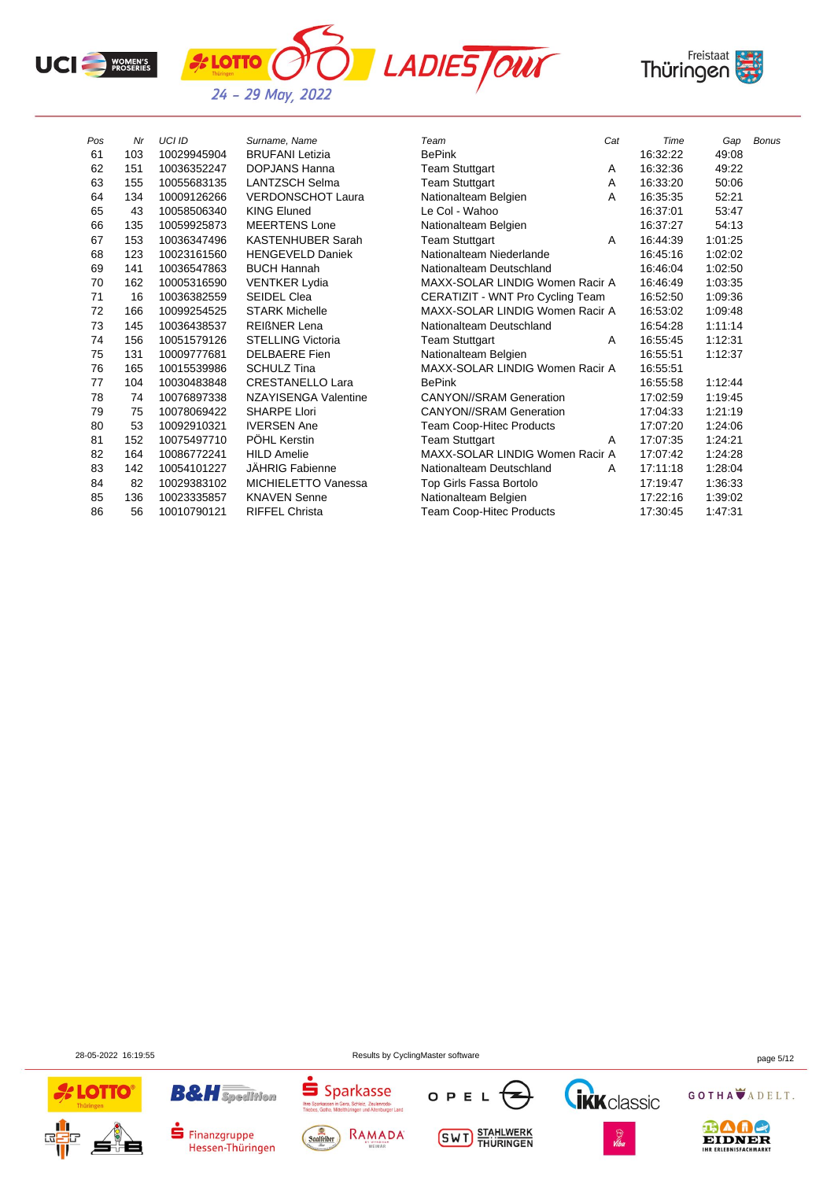| Pos | Nr | UCI ID | Surname, Name | Team | Cat | Time | Gap | Bonus |
|---|---|---|---|---|---|---|---|---|
| 61 | 103 | 10029945904 | BRUFANI Letizia | BePink | | 16:32:22 | 49:08 | |
| 62 | 151 | 10036352247 | DOPJANS Hanna | Team Stuttgart | A | 16:32:36 | 49:22 | |
| 63 | 155 | 10055683135 | LANTZSCH Selma | Team Stuttgart | A | 16:33:20 | 50:06 | |
| 64 | 134 | 10009126266 | VERDONSCHOT Laura | Nationalteam Belgien | A | 16:35:35 | 52:21 | |
| 65 | 43 | 10058506340 | KING Eluned | Le Col - Wahoo | | 16:37:01 | 53:47 | |
| 66 | 135 | 10059925873 | MEERTENS Lone | Nationalteam Belgien | | 16:37:27 | 54:13 | |
| 67 | 153 | 10036347496 | KASTENHUBER Sarah | Team Stuttgart | A | 16:44:39 | 1:01:25 | |
| 68 | 123 | 10023161560 | HENGEVELD Daniek | Nationalteam Niederlande | | 16:45:16 | 1:02:02 | |
| 69 | 141 | 10036547863 | BUCH Hannah | Nationalteam Deutschland | | 16:46:04 | 1:02:50 | |
| 70 | 162 | 10005316590 | VENTKER Lydia | MAXX-SOLAR LINDIG Women Racir | A | 16:46:49 | 1:03:35 | |
| 71 | 16 | 10036382559 | SEIDEL Clea | CERATIZIT - WNT Pro Cycling Team | | 16:52:50 | 1:09:36 | |
| 72 | 166 | 10099254525 | STARK Michelle | MAXX-SOLAR LINDIG Women Racir | A | 16:53:02 | 1:09:48 | |
| 73 | 145 | 10036438537 | REIßNER Lena | Nationalteam Deutschland | | 16:54:28 | 1:11:14 | |
| 74 | 156 | 10051579126 | STELLING Victoria | Team Stuttgart | A | 16:55:45 | 1:12:31 | |
| 75 | 131 | 10009777681 | DELBAERE Fien | Nationalteam Belgien | | 16:55:51 | 1:12:37 | |
| 76 | 165 | 10015539986 | SCHULZ Tina | MAXX-SOLAR LINDIG Women Racir | A | 16:55:51 | | |
| 77 | 104 | 10030483848 | CRESTANELLO Lara | BePink | | 16:55:58 | 1:12:44 | |
| 78 | 74 | 10076897338 | NZAYISENGA Valentine | CANYON//SRAM Generation | | 17:02:59 | 1:19:45 | |
| 79 | 75 | 10078069422 | SHARPE Llori | CANYON//SRAM Generation | | 17:04:33 | 1:21:19 | |
| 80 | 53 | 10092910321 | IVERSEN Ane | Team Coop-Hitec Products | | 17:07:20 | 1:24:06 | |
| 81 | 152 | 10075497710 | PÖHL Kerstin | Team Stuttgart | A | 17:07:35 | 1:24:21 | |
| 82 | 164 | 10086772241 | HILD Amelie | MAXX-SOLAR LINDIG Women Racir | A | 17:07:42 | 1:24:28 | |
| 83 | 142 | 10054101227 | JÄHRIG Fabienne | Nationalteam Deutschland | A | 17:11:18 | 1:28:04 | |
| 84 | 82 | 10029383102 | MICHIELETTO Vanessa | Top Girls Fassa Bortolo | | 17:19:47 | 1:36:33 | |
| 85 | 136 | 10023335857 | KNAVEN Senne | Nationalteam Belgien | | 17:22:16 | 1:39:02 | |
| 86 | 56 | 10010790121 | RIFFEL Christa | Team Coop-Hitec Products | | 17:30:45 | 1:47:31 | |

28-05-2022 16:19:55 Results by CyclingMaster software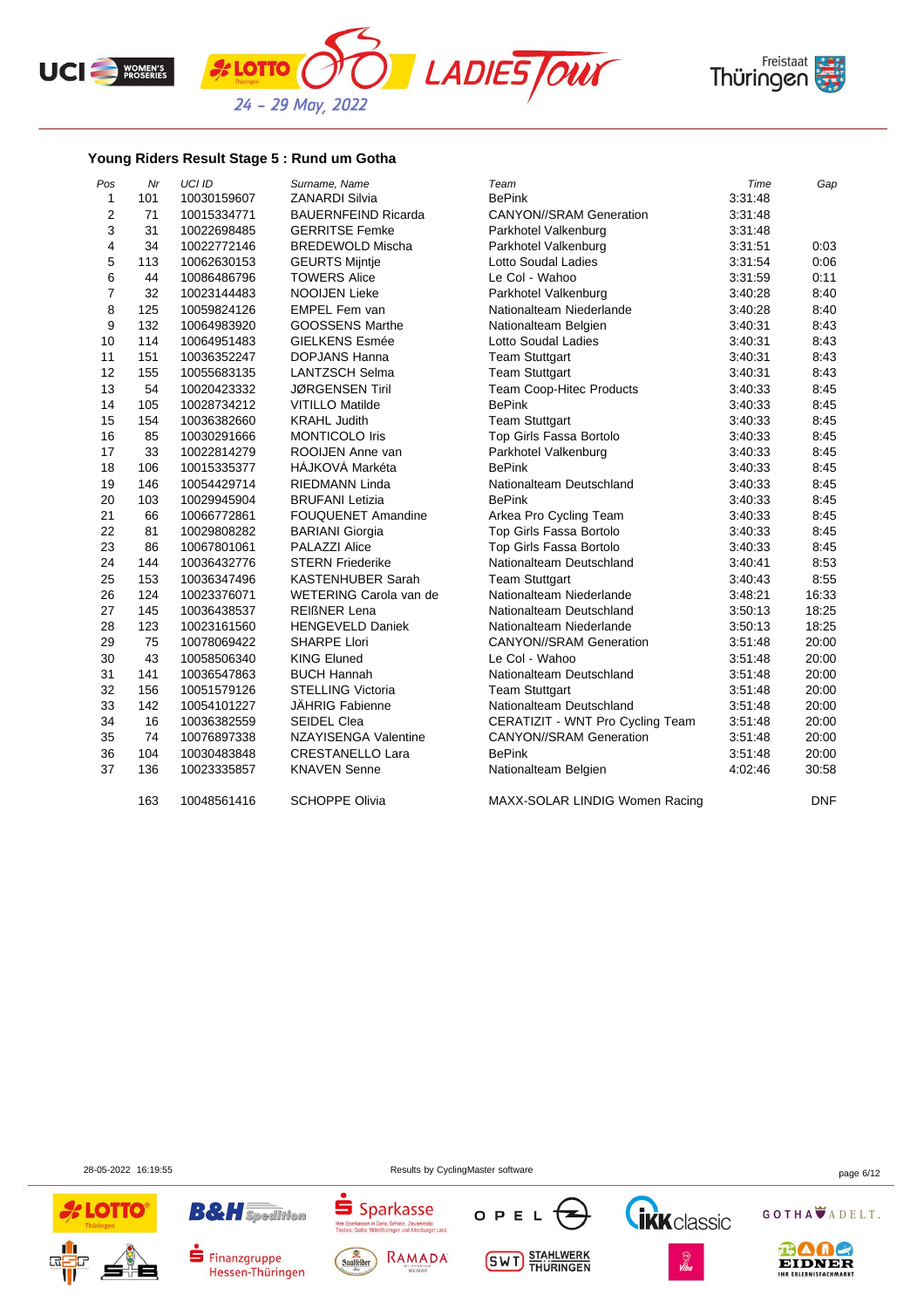## Young Riders Result Stage 5 : Rund um Gotha

| Pos | Nr | UCI ID | Surname, Name | Team | Time | Gap |
|---|---|---|---|---|---|---|
| 1 | 101 | 10030159607 | ZANARDI Silvia | BePink | 3:31:48 | |
| 2 | 71 | 10015334771 | BAUERNFEIND Ricarda | CANYON//SRAM Generation | 3:31:48 | |
| 3 | 31 | 10022698485 | GERRITSE Femke | Parkhotel Valkenburg | 3:31:48 | |
| 4 | 34 | 10022772146 | BREDEWOLD Mischa | Parkhotel Valkenburg | 3:31:51 | 0:03 |
| 5 | 113 | 10062630153 | GEURTS Mijntje | Lotto Soudal Ladies | 3:31:54 | 0:06 |
| 6 | 44 | 10086486796 | TOWERS Alice | Le Col - Wahoo | 3:31:59 | 0:11 |
| 7 | 32 | 10023144483 | NOOIJEN Lieke | Parkhotel Valkenburg | 3:40:28 | 8:40 |
| 8 | 125 | 10059824126 | EMPEL Fem van | Nationalteam Niederlande | 3:40:28 | 8:40 |
| 9 | 132 | 10064983920 | GOOSSENS Marthe | Nationalteam Belgien | 3:40:31 | 8:43 |
| 10 | 114 | 10064951483 | GIELKENS Esmée | Lotto Soudal Ladies | 3:40:31 | 8:43 |
| 11 | 151 | 10036352247 | DOPJANS Hanna | Team Stuttgart | 3:40:31 | 8:43 |
| 12 | 155 | 10055683135 | LANTZSCH Selma | Team Stuttgart | 3:40:31 | 8:43 |
| 13 | 54 | 10020423332 | JØRGENSEN Tiril | Team Coop-Hitec Products | 3:40:33 | 8:45 |
| 14 | 105 | 10028734212 | VITILLO Matilde | BePink | 3:40:33 | 8:45 |
| 15 | 154 | 10036382660 | KRAHL Judith | Team Stuttgart | 3:40:33 | 8:45 |
| 16 | 85 | 10030291666 | MONTICOLO Iris | Top Girls Fassa Bortolo | 3:40:33 | 8:45 |
| 17 | 33 | 10022814279 | ROOIJEN Anne van | Parkhotel Valkenburg | 3:40:33 | 8:45 |
| 18 | 106 | 10015335377 | HÁJKOVÁ Markéta | BePink | 3:40:33 | 8:45 |
| 19 | 146 | 10054429714 | RIEDMANN Linda | Nationalteam Deutschland | 3:40:33 | 8:45 |
| 20 | 103 | 10029945904 | BRUFANI Letizia | BePink | 3:40:33 | 8:45 |
| 21 | 66 | 10066772861 | FOUQUENET Amandine | Arkea Pro Cycling Team | 3:40:33 | 8:45 |
| 22 | 81 | 10029808282 | BARIANI Giorgia | Top Girls Fassa Bortolo | 3:40:33 | 8:45 |
| 23 | 86 | 10067801061 | PALAZZI Alice | Top Girls Fassa Bortolo | 3:40:33 | 8:45 |
| 24 | 144 | 10036432776 | STERN Friederike | Nationalteam Deutschland | 3:40:41 | 8:53 |
| 25 | 153 | 10036347496 | KASTENHUBER Sarah | Team Stuttgart | 3:40:43 | 8:55 |
| 26 | 124 | 10023376071 | WETERING Carola van de | Nationalteam Niederlande | 3:48:21 | 16:33 |
| 27 | 145 | 10036438537 | REIẞNER Lena | Nationalteam Deutschland | 3:50:13 | 18:25 |
| 28 | 123 | 10023161560 | HENGEVELD Daniek | Nationalteam Niederlande | 3:50:13 | 18:25 |
| 29 | 75 | 10078069422 | SHARPE Llori | CANYON//SRAM Generation | 3:51:48 | 20:00 |
| 30 | 43 | 10058506340 | KING Eluned | Le Col - Wahoo | 3:51:48 | 20:00 |
| 31 | 141 | 10036547863 | BUCH Hannah | Nationalteam Deutschland | 3:51:48 | 20:00 |
| 32 | 156 | 10051579126 | STELLING Victoria | Team Stuttgart | 3:51:48 | 20:00 |
| 33 | 142 | 10054101227 | JÄHRIG Fabienne | Nationalteam Deutschland | 3:51:48 | 20:00 |
| 34 | 16 | 10036382559 | SEIDEL Clea | CERATIZIT - WNT Pro Cycling Team | 3:51:48 | 20:00 |
| 35 | 74 | 10076897338 | NZAYISENGA Valentine | CANYON//SRAM Generation | 3:51:48 | 20:00 |
| 36 | 104 | 10030483848 | CRESTANELLO Lara | BePink | 3:51:48 | 20:00 |
| 37 | 136 | 10023335857 | KNAVEN Senne | Nationalteam Belgien | 4:02:46 | 30:58 |
| | 163 | 10048561416 | SCHOPPE Olivia | MAXX-SOLAR LINDIG Women Racing | | DNF |

28-05-2022 16:19:55 Results by CyclingMaster software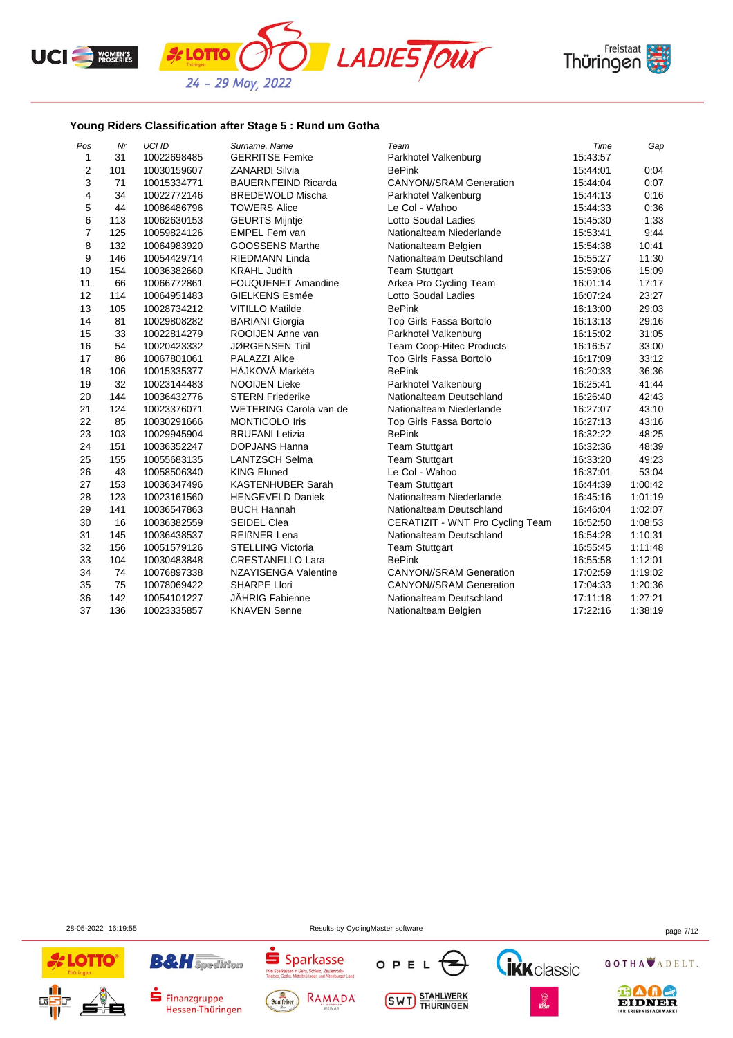## Young Riders Classification after Stage 5 : Rund um Gotha

| Pos | Nr | UCI ID | Surname, Name | Team | Time | Gap |
|---|---|---|---|---|---|---|
| 1 | 31 | 10022698485 | GERRITSE Femke | Parkhotel Valkenburg | 15:43:57 | |
| 2 | 101 | 10030159607 | ZANARDI Silvia | BePink | 15:44:01 | 0:04 |
| 3 | 71 | 10015334771 | BAUERNFEIND Ricarda | CANYON//SRAM Generation | 15:44:04 | 0:07 |
| 4 | 34 | 10022772146 | BREDEWOLD Mischa | Parkhotel Valkenburg | 15:44:13 | 0:16 |
| 5 | 44 | 10086486796 | TOWERS Alice | Le Col - Wahoo | 15:44:33 | 0:36 |
| 6 | 113 | 10062630153 | GEURTS Mijntje | Lotto Soudal Ladies | 15:45:30 | 1:33 |
| 7 | 125 | 10059824126 | EMPEL Fem van | Nationalteam Niederlande | 15:53:41 | 9:44 |
| 8 | 132 | 10064983920 | GOOSSENS Marthe | Nationalteam Belgien | 15:54:38 | 10:41 |
| 9 | 146 | 10054429714 | RIEDMANN Linda | Nationalteam Deutschland | 15:55:27 | 11:30 |
| 10 | 154 | 10036382660 | KRAHL Judith | Team Stuttgart | 15:59:06 | 15:09 |
| 11 | 66 | 10066772861 | FOUQUENET Amandine | Arkea Pro Cycling Team | 16:01:14 | 17:17 |
| 12 | 114 | 10064951483 | GIELKENS Esmée | Lotto Soudal Ladies | 16:07:24 | 23:27 |
| 13 | 105 | 10028734212 | VITILLO Matilde | BePink | 16:13:00 | 29:03 |
| 14 | 81 | 10029808282 | BARIANI Giorgia | Top Girls Fassa Bortolo | 16:13:13 | 29:16 |
| 15 | 33 | 10022814279 | ROOIJEN Anne van | Parkhotel Valkenburg | 16:15:02 | 31:05 |
| 16 | 54 | 10020423332 | JØRGENSEN Tiril | Team Coop-Hitec Products | 16:16:57 | 33:00 |
| 17 | 86 | 10067801061 | PALAZZI Alice | Top Girls Fassa Bortolo | 16:17:09 | 33:12 |
| 18 | 106 | 10015335377 | HÁJKOVÁ Markéta | BePink | 16:20:33 | 36:36 |
| 19 | 32 | 10023144483 | NOOIJEN Lieke | Parkhotel Valkenburg | 16:25:41 | 41:44 |
| 20 | 144 | 10036432776 | STERN Friederike | Nationalteam Deutschland | 16:26:40 | 42:43 |
| 21 | 124 | 10023376071 | WETERING Carola van de | Nationalteam Niederlande | 16:27:07 | 43:10 |
| 22 | 85 | 10030291666 | MONTICOLO Iris | Top Girls Fassa Bortolo | 16:27:13 | 43:16 |
| 23 | 103 | 10029945904 | BRUFANI Letizia | BePink | 16:32:22 | 48:25 |
| 24 | 151 | 10036352247 | DOPJANS Hanna | Team Stuttgart | 16:32:36 | 48:39 |
| 25 | 155 | 10055683135 | LANTZSCH Selma | Team Stuttgart | 16:33:20 | 49:23 |
| 26 | 43 | 10058506340 | KING Eluned | Le Col - Wahoo | 16:37:01 | 53:04 |
| 27 | 153 | 10036347496 | KASTENHUBER Sarah | Team Stuttgart | 16:44:39 | 1:00:42 |
| 28 | 123 | 10023161560 | HENGEVELD Daniek | Nationalteam Niederlande | 16:45:16 | 1:01:19 |
| 29 | 141 | 10036547863 | BUCH Hannah | Nationalteam Deutschland | 16:46:04 | 1:02:07 |
| 30 | 16 | 10036382559 | SEIDEL Clea | CERATIZIT - WNT Pro Cycling Team | 16:52:50 | 1:08:53 |
| 31 | 145 | 10036438537 | REIßNER Lena | Nationalteam Deutschland | 16:54:28 | 1:10:31 |
| 32 | 156 | 10051579126 | STELLING Victoria | Team Stuttgart | 16:55:45 | 1:11:48 |
| 33 | 104 | 10030483848 | CRESTANELLO Lara | BePink | 16:55:58 | 1:12:01 |
| 34 | 74 | 10076897338 | NZAYISENGA Valentine | CANYON//SRAM Generation | 17:02:59 | 1:19:02 |
| 35 | 75 | 10078069422 | SHARPE Llori | CANYON//SRAM Generation | 17:04:33 | 1:20:36 |
| 36 | 142 | 10054101227 | JÄHRIG Fabienne | Nationalteam Deutschland | 17:11:18 | 1:27:21 |
| 37 | 136 | 10023335857 | KNAVEN Senne | Nationalteam Belgien | 17:22:16 | 1:38:19 |

28-05-2022 16:19:55 Results by CyclingMaster software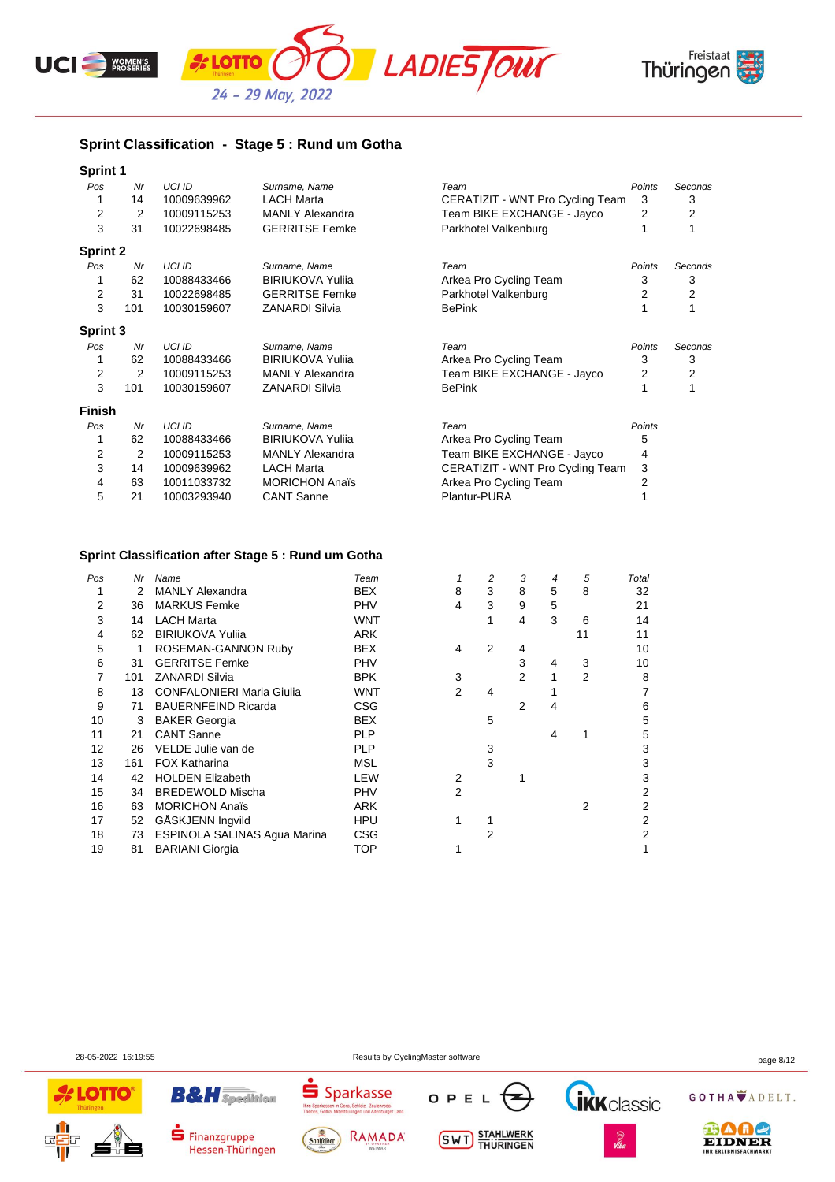## Sprint Classification - Stage 5 : Rund um Gotha

### Sprint 1

| Pos | Nr | UCI ID | Surname, Name | Team | Points | Seconds |
|---|---|---|---|---|---|---|
| 1 | 14 | 10009639962 | LACH Marta | CERATIZIT - WNT Pro Cycling Team | 3 | 3 |
| 2 | 2 | 10009115253 | MANLY Alexandra | Team BIKE EXCHANGE - Jayco | 2 | 2 |
| 3 | 31 | 10022698485 | GERRITSE Femke | Parkhotel Valkenburg | 1 | 1 |

### Sprint 2

| Pos | Nr | UCI ID | Surname, Name | Team | Points | Seconds |
|---|---|---|---|---|---|---|
| 1 | 62 | 10088433466 | BIRIUKOVA Yuliia | Arkea Pro Cycling Team | 3 | 3 |
| 2 | 31 | 10022698485 | GERRITSE Femke | Parkhotel Valkenburg | 2 | 2 |
| 3 | 101 | 10030159607 | ZANARDI Silvia | BePink | 1 | 1 |

### Sprint 3

| Pos | Nr | UCI ID | Surname, Name | Team | Points | Seconds |
|---|---|---|---|---|---|---|
| 1 | 62 | 10088433466 | BIRIUKOVA Yuliia | Arkea Pro Cycling Team | 3 | 3 |
| 2 | 2 | 10009115253 | MANLY Alexandra | Team BIKE EXCHANGE - Jayco | 2 | 2 |
| 3 | 101 | 10030159607 | ZANARDI Silvia | BePink | 1 | 1 |

### Finish

| Pos | Nr | UCI ID | Surname, Name | Team | Points |
|---|---|---|---|---|---|
| 1 | 62 | 10088433466 | BIRIUKOVA Yuliia | Arkea Pro Cycling Team | 5 |
| 2 | 2 | 10009115253 | MANLY Alexandra | Team BIKE EXCHANGE - Jayco | 4 |
| 3 | 14 | 10009639962 | LACH Marta | CERATIZIT - WNT Pro Cycling Team | 3 |
| 4 | 63 | 10011033732 | MORICHON Anaïs | Arkea Pro Cycling Team | 2 |
| 5 | 21 | 10003293940 | CANT Sanne | Plantur-PURA | 1 |

## Sprint Classification after Stage 5 : Rund um Gotha

| Pos | Nr | Name | Team | 1 | 2 | 3 | 4 | 5 | Total |
|---|---|---|---|---|---|---|---|---|---|
| 1 | 2 | MANLY Alexandra | BEX | 8 | 3 | 8 | 5 | 8 | 32 |
| 2 | 36 | MARKUS Femke | PHV | 4 | 3 | 9 | 5 | | 21 |
| 3 | 14 | LACH Marta | WNT | | 1 | 4 | 3 | 6 | 14 |
| 4 | 62 | BIRIUKOVA Yuliia | ARK | | | | | 11 | 11 |
| 5 | 1 | ROSEMAN-GANNON Ruby | BEX | 4 | 2 | 4 | | | 10 |
| 6 | 31 | GERRITSE Femke | PHV | | | 3 | 4 | 3 | 10 |
| 7 | 101 | ZANARDI Silvia | BPK | 3 | | 2 | 1 | 2 | 8 |
| 8 | 13 | CONFALONIERI Maria Giulia | WNT | 2 | 4 | | 1 | | 7 |
| 9 | 71 | BAUERNFEIND Ricarda | CSG | | | 2 | 4 | | 6 |
| 10 | 3 | BAKER Georgia | BEX | | 5 | | | | 5 |
| 11 | 21 | CANT Sanne | PLP | | | | 4 | 1 | 5 |
| 12 | 26 | VELDE Julie van de | PLP | | 3 | | | | 3 |
| 13 | 161 | FOX Katharina | MSL | | 3 | | | | 3 |
| 14 | 42 | HOLDEN Elizabeth | LEW | 2 | | 1 | | | 3 |
| 15 | 34 | BREDEWOLD Mischa | PHV | 2 | | | | | 2 |
| 16 | 63 | MORICHON Anaïs | ARK | | | | | 2 | 2 |
| 17 | 52 | GÅSKJENN Ingvild | HPU | 1 | 1 | | | | 2 |
| 18 | 73 | ESPINOLA SALINAS Agua Marina | CSG | | 2 | | | | 2 |
| 19 | 81 | BARIANI Giorgia | TOP | 1 | | | | | 1 |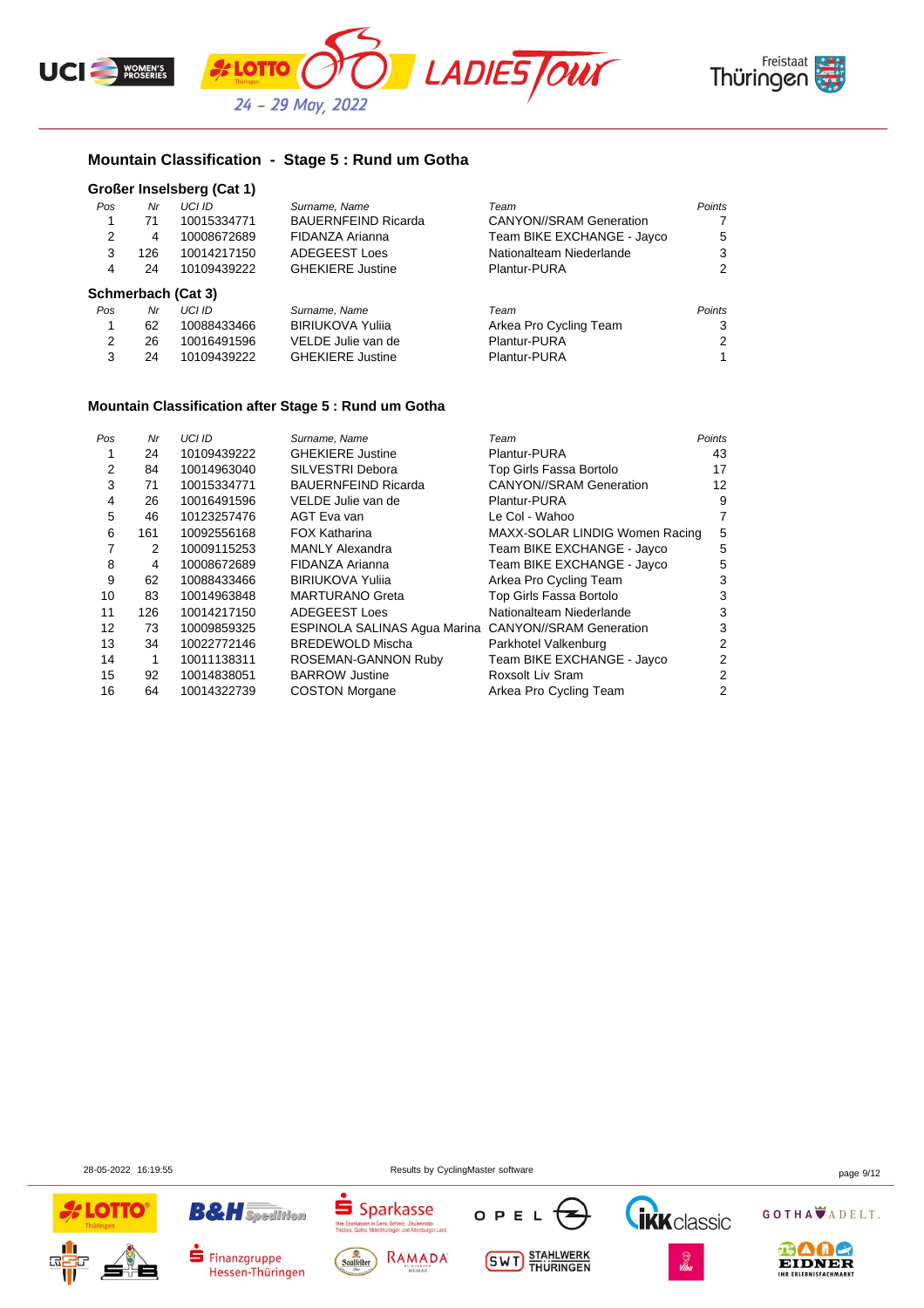## Mountain Classification - Stage 5 : Rund um Gotha

### Großer Inselsberg (Cat 1)

| Pos | Nr | UCI ID | Surname, Name | Team | Points |
|---|---|---|---|---|---|
| 1 | 71 | 10015334771 | BAUERNFEIND Ricarda | CANYON//SRAM Generation | 7 |
| 2 | 4 | 10008672689 | FIDANZA Arianna | Team BIKE EXCHANGE - Jayco | 5 |
| 3 | 126 | 10014217150 | ADEGEEST Loes | Nationalteam Niederlande | 3 |
| 4 | 24 | 10109439222 | GHEKIERE Justine | Plantur-PURA | 2 |

### Schmerbach (Cat 3)

| Pos | Nr | UCI ID | Surname, Name | Team | Points |
|---|---|---|---|---|---|
| 1 | 62 | 10088433466 | BIRIUKOVA Yuliia | Arkea Pro Cycling Team | 3 |
| 2 | 26 | 10016491596 | VELDE Julie van de | Plantur-PURA | 2 |
| 3 | 24 | 10109439222 | GHEKIERE Justine | Plantur-PURA | 1 |

## Mountain Classification after Stage 5 : Rund um Gotha

| Pos | Nr | UCI ID | Surname, Name | Team | Points |
|---|---|---|---|---|---|
| 1 | 24 | 10109439222 | GHEKIERE Justine | Plantur-PURA | 43 |
| 2 | 84 | 10014963040 | SILVESTRI Debora | Top Girls Fassa Bortolo | 17 |
| 3 | 71 | 10015334771 | BAUERNFEIND Ricarda | CANYON//SRAM Generation | 12 |
| 4 | 26 | 10016491596 | VELDE Julie van de | Plantur-PURA | 9 |
| 5 | 46 | 10123257476 | AGT Eva van | Le Col - Wahoo | 7 |
| 6 | 161 | 10092556168 | FOX Katharina | MAXX-SOLAR LINDIG Women Racing | 5 |
| 7 | 2 | 10009115253 | MANLY Alexandra | Team BIKE EXCHANGE - Jayco | 5 |
| 8 | 4 | 10008672689 | FIDANZA Arianna | Team BIKE EXCHANGE - Jayco | 5 |
| 9 | 62 | 10088433466 | BIRIUKOVA Yuliia | Arkea Pro Cycling Team | 3 |
| 10 | 83 | 10014963848 | MARTURANO Greta | Top Girls Fassa Bortolo | 3 |
| 11 | 126 | 10014217150 | ADEGEEST Loes | Nationalteam Niederlande | 3 |
| 12 | 73 | 10009859325 | ESPINOLA SALINAS Agua Marina | CANYON//SRAM Generation | 3 |
| 13 | 34 | 10022772146 | BREDEWOLD Mischa | Parkhotel Valkenburg | 2 |
| 14 | 1 | 10011138311 | ROSEMAN-GANNON Ruby | Team BIKE EXCHANGE - Jayco | 2 |
| 15 | 92 | 10014838051 | BARROW Justine | Roxsolt Liv Sram | 2 |
| 16 | 64 | 10014322739 | COSTON Morgane | Arkea Pro Cycling Team | 2 |

28-05-2022 16:19:55 Results by CyclingMaster software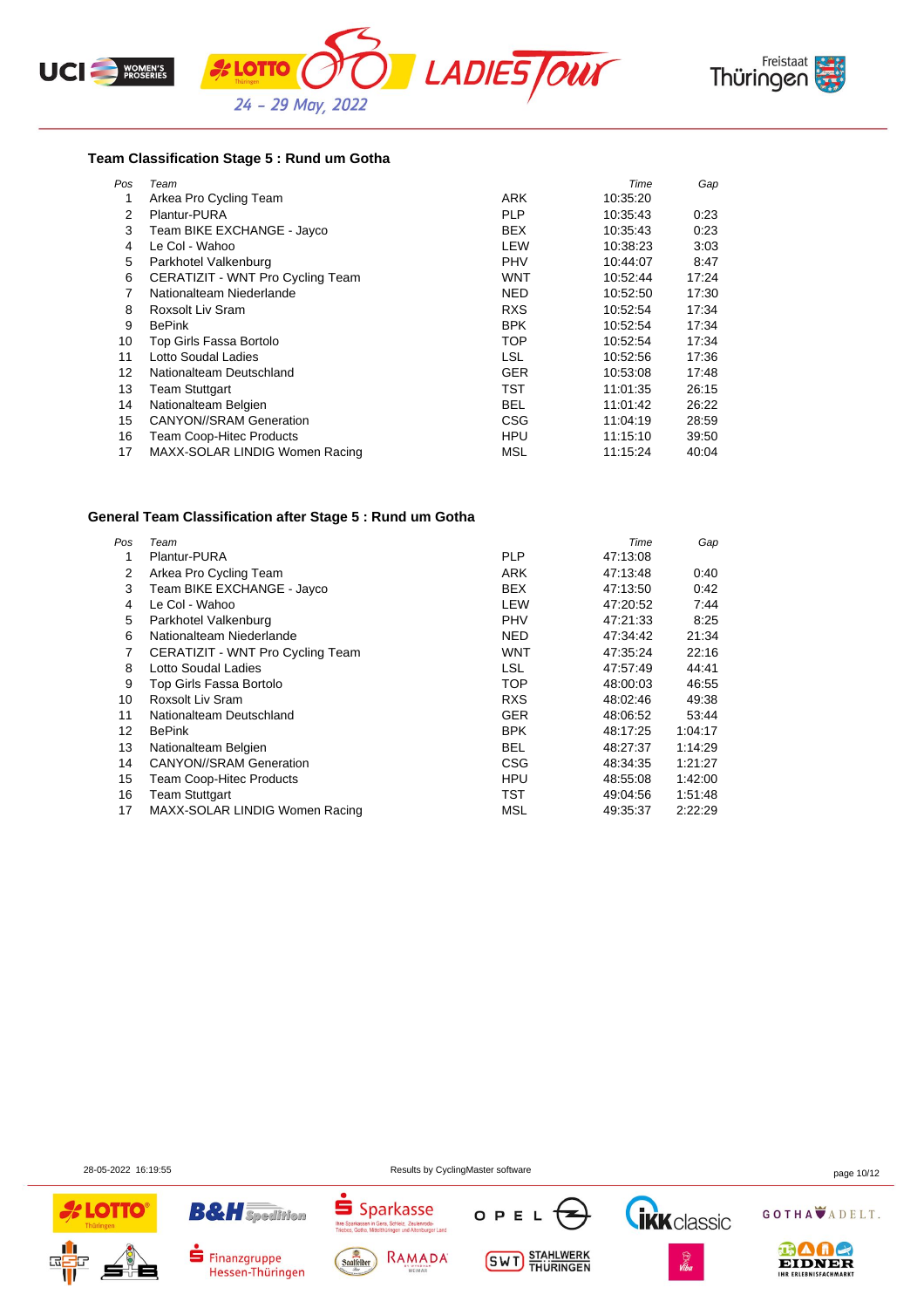### Team Classification Stage 5 : Rund um Gotha

| Pos | Team | | Time | Gap |
|---|---|---|---|---|
| 1 | Arkea Pro Cycling Team | ARK | 10:35:20 | |
| 2 | Plantur-PURA | PLP | 10:35:43 | 0:23 |
| 3 | Team BIKE EXCHANGE - Jayco | BEX | 10:35:43 | 0:23 |
| 4 | Le Col - Wahoo | LEW | 10:38:23 | 3:03 |
| 5 | Parkhotel Valkenburg | PHV | 10:44:07 | 8:47 |
| 6 | CERATIZIT - WNT Pro Cycling Team | WNT | 10:52:44 | 17:24 |
| 7 | Nationalteam Niederlande | NED | 10:52:50 | 17:30 |
| 8 | Roxsolt Liv Sram | RXS | 10:52:54 | 17:34 |
| 9 | BePink | BPK | 10:52:54 | 17:34 |
| 10 | Top Girls Fassa Bortolo | TOP | 10:52:54 | 17:34 |
| 11 | Lotto Soudal Ladies | LSL | 10:52:56 | 17:36 |
| 12 | Nationalteam Deutschland | GER | 10:53:08 | 17:48 |
| 13 | Team Stuttgart | TST | 11:01:35 | 26:15 |
| 14 | Nationalteam Belgien | BEL | 11:01:42 | 26:22 |
| 15 | CANYON//SRAM Generation | CSG | 11:04:19 | 28:59 |
| 16 | Team Coop-Hitec Products | HPU | 11:15:10 | 39:50 |
| 17 | MAXX-SOLAR LINDIG Women Racing | MSL | 11:15:24 | 40:04 |

### General Team Classification after Stage 5 : Rund um Gotha

| Pos | Team | | Time | Gap |
|---|---|---|---|---|
| 1 | Plantur-PURA | PLP | 47:13:08 | |
| 2 | Arkea Pro Cycling Team | ARK | 47:13:48 | 0:40 |
| 3 | Team BIKE EXCHANGE - Jayco | BEX | 47:13:50 | 0:42 |
| 4 | Le Col - Wahoo | LEW | 47:20:52 | 7:44 |
| 5 | Parkhotel Valkenburg | PHV | 47:21:33 | 8:25 |
| 6 | Nationalteam Niederlande | NED | 47:34:42 | 21:34 |
| 7 | CERATIZIT - WNT Pro Cycling Team | WNT | 47:35:24 | 22:16 |
| 8 | Lotto Soudal Ladies | LSL | 47:57:49 | 44:41 |
| 9 | Top Girls Fassa Bortolo | TOP | 48:00:03 | 46:55 |
| 10 | Roxsolt Liv Sram | RXS | 48:02:46 | 49:38 |
| 11 | Nationalteam Deutschland | GER | 48:06:52 | 53:44 |
| 12 | BePink | BPK | 48:17:25 | 1:04:17 |
| 13 | Nationalteam Belgien | BEL | 48:27:37 | 1:14:29 |
| 14 | CANYON//SRAM Generation | CSG | 48:34:35 | 1:21:27 |
| 15 | Team Coop-Hitec Products | HPU | 48:55:08 | 1:42:00 |
| 16 | Team Stuttgart | TST | 49:04:56 | 1:51:48 |
| 17 | MAXX-SOLAR LINDIG Women Racing | MSL | 49:35:37 | 2:22:29 |

28-05-2022 16:19:55 Results by CyclingMaster software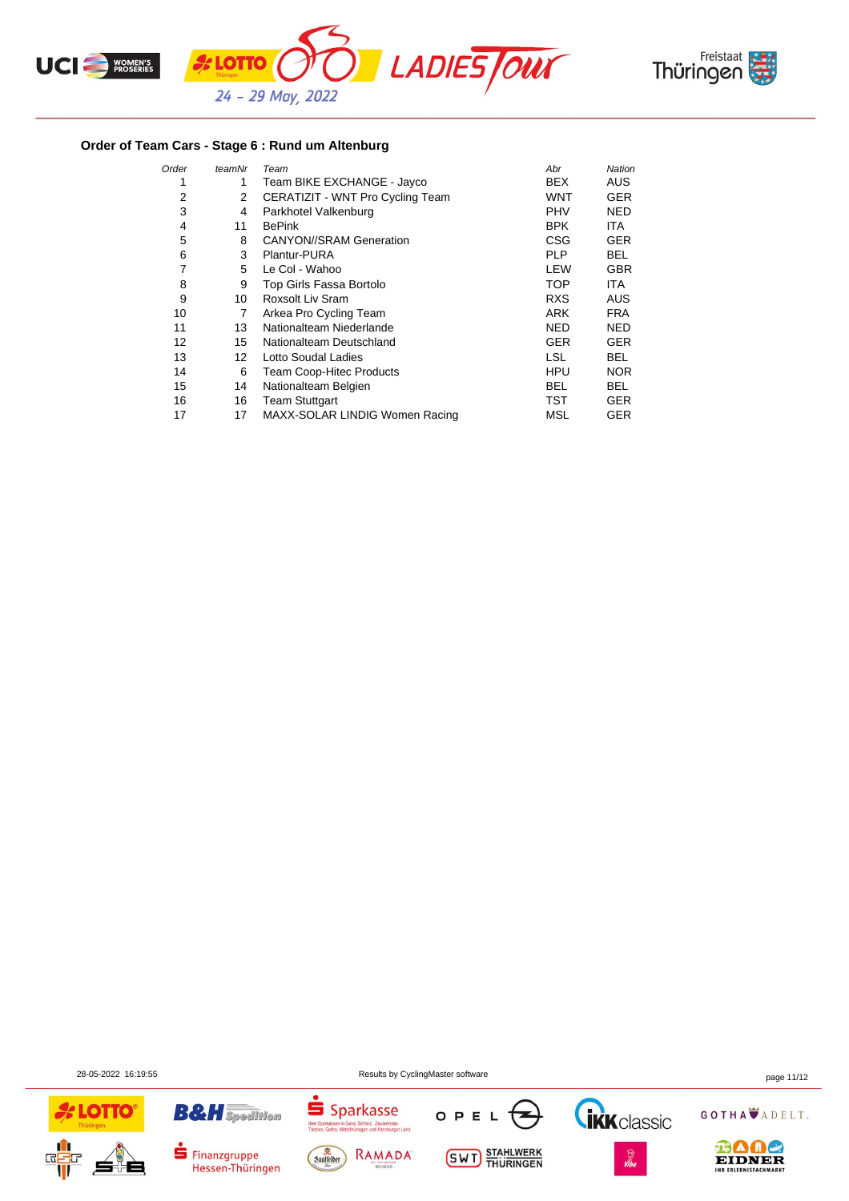## Order of Team Cars - Stage 6 : Rund um Altenburg

| Order | teamNr | Team | Abr | Nation |
|---|---|---|---|---|
| 1 | 1 | Team BIKE EXCHANGE - Jayco | BEX | AUS |
| 2 | 2 | CERATIZIT - WNT Pro Cycling Team | WNT | GER |
| 3 | 4 | Parkhotel Valkenburg | PHV | NED |
| 4 | 11 | BePink | BPK | ITA |
| 5 | 8 | CANYON//SRAM Generation | CSG | GER |
| 6 | 3 | Plantur-PURA | PLP | BEL |
| 7 | 5 | Le Col - Wahoo | LEW | GBR |
| 8 | 9 | Top Girls Fassa Bortolo | TOP | ITA |
| 9 | 10 | Roxsolt Liv Sram | RXS | AUS |
| 10 | 7 | Arkea Pro Cycling Team | ARK | FRA |
| 11 | 13 | Nationalteam Niederlande | NED | NED |
| 12 | 15 | Nationalteam Deutschland | GER | GER |
| 13 | 12 | Lotto Soudal Ladies | LSL | BEL |
| 14 | 6 | Team Coop-Hitec Products | HPU | NOR |
| 15 | 14 | Nationalteam Belgien | BEL | BEL |
| 16 | 16 | Team Stuttgart | TST | GER |
| 17 | 17 | MAXX-SOLAR LINDIG Women Racing | MSL | GER |

28-05-2022 16:19:55 Results by CyclingMaster software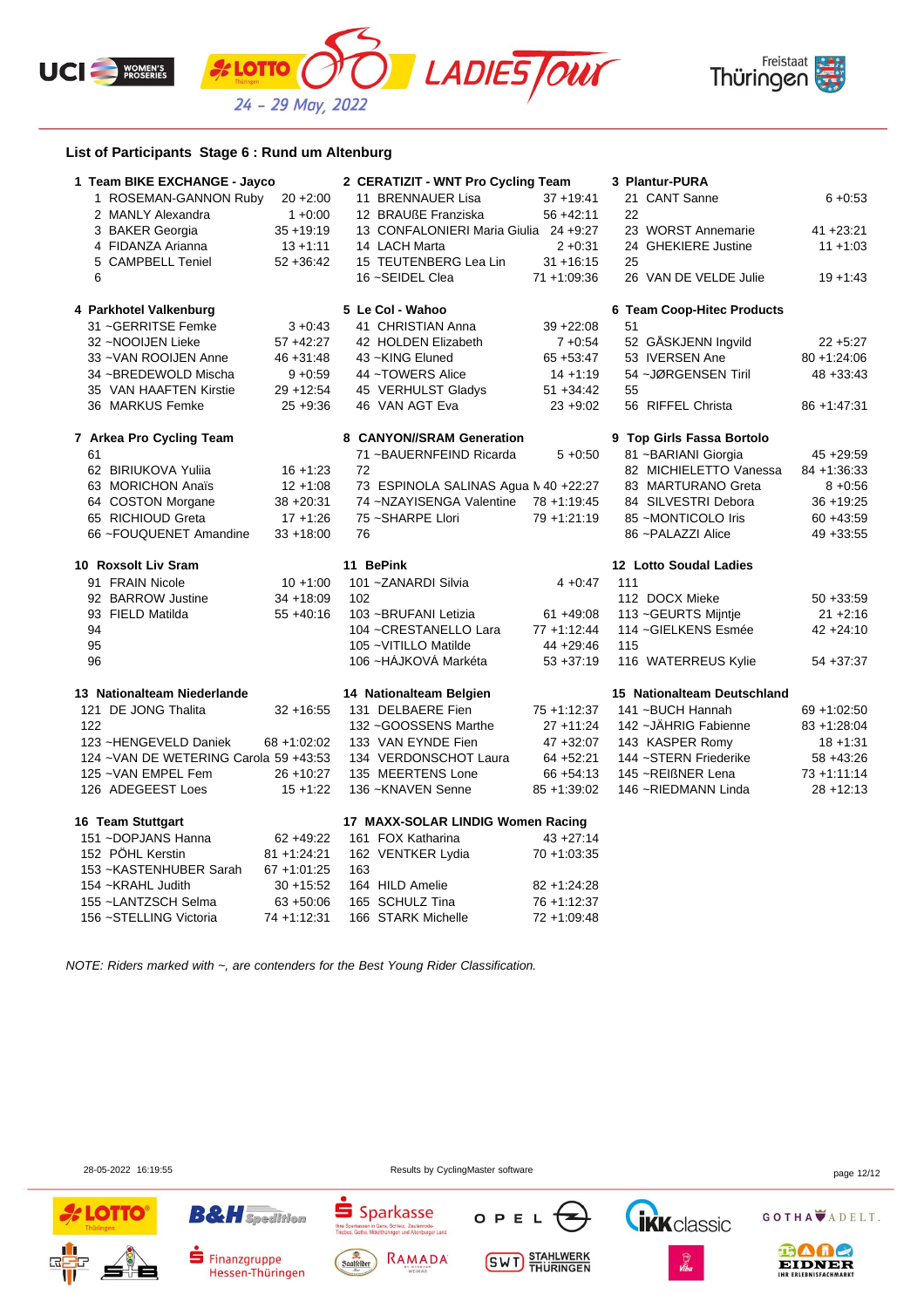## List of Participants Stage 6 : Rund um Altenburg

### 1 Team BIKE EXCHANGE - Jayco

| | | |
|---|---|---|
| 1 | ROSEMAN-GANNON Ruby | 20 +2:00 |
| 2 | MANLY Alexandra | 1 +0:00 |
| 3 | BAKER Georgia | 35 +19:19 |
| 4 | FIDANZA Arianna | 13 +1:11 |
| 5 | CAMPBELL Teniel | 52 +36:42 |
| 6 | | |

### 2 CERATIZIT - WNT Pro Cycling Team

| | | |
|---|---|---|
| 11 | BRENNAUER Lisa | 37 +19:41 |
| 12 | BRAUßE Franziska | 56 +42:11 |
| 13 | CONFALONIERI Maria Giulia | 24 +9:27 |
| 14 | LACH Marta | 2 +0:31 |
| 15 | TEUTENBERG Lea Lin | 31 +16:15 |
| 16 | ~SEIDEL Clea | 71 +1:09:36 |

### 3 Plantur-PURA

| | | |
|---|---|---|
| 21 | CANT Sanne | 6 +0:53 |
| 22 | | |
| 23 | WORST Annemarie | 41 +23:21 |
| 24 | GHEKIERE Justine | 11 +1:03 |
| 25 | | |
| 26 | VAN DE VELDE Julie | 19 +1:43 |

### 4 Parkhotel Valkenburg

| | | |
|---|---|---|
| 31 | ~GERRITSE Femke | 3 +0:43 |
| 32 | ~NOOIJEN Lieke | 57 +42:27 |
| 33 | ~VAN ROOIJEN Anne | 46 +31:48 |
| 34 | ~BREDEWOLD Mischa | 9 +0:59 |
| 35 | VAN HAAFTEN Kirstie | 29 +12:54 |
| 36 | MARKUS Femke | 25 +9:36 |

### 5 Le Col - Wahoo

| | | |
|---|---|---|
| 41 | CHRISTIAN Anna | 39 +22:08 |
| 42 | HOLDEN Elizabeth | 7 +0:54 |
| 43 | ~KING Eluned | 65 +53:47 |
| 44 | ~TOWERS Alice | 14 +1:19 |
| 45 | VERHULST Gladys | 51 +34:42 |
| 46 | VAN AGT Eva | 23 +9:02 |

### 6 Team Coop-Hitec Products

| | | |
|---|---|---|
| 51 | | |
| 52 | GÅSKJENN Ingvild | 22 +5:27 |
| 53 | IVERSEN Ane | 80 +1:24:06 |
| 54 | ~JØRGENSEN Tiril | 48 +33:43 |
| 55 | | |
| 56 | RIFFEL Christa | 86 +1:47:31 |

### 7 Arkea Pro Cycling Team

| | | |
|---|---|---|
| 61 | | |
| 62 | BIRIUKOVA Yuliia | 16 +1:23 |
| 63 | MORICHON Anaïs | 12 +1:08 |
| 64 | COSTON Morgane | 38 +20:31 |
| 65 | RICHIOUD Greta | 17 +1:26 |
| 66 | ~FOUQUENET Amandine | 33 +18:00 |

### 8 CANYON//SRAM Generation

| | | |
|---|---|---|
| 71 | ~BAUERNFEIND Ricarda | 5 +0:50 |
| 72 | | |
| 73 | ESPINOLA SALINAS Agua M | 40 +22:27 |
| 74 | ~NZAYISENGA Valentine | 78 +1:19:45 |
| 75 | ~SHARPE Llori | 79 +1:21:19 |
| 76 | | |

### 9 Top Girls Fassa Bortolo

| | | |
|---|---|---|
| 81 | ~BARIANI Giorgia | 45 +29:59 |
| 82 | MICHIELETTO Vanessa | 84 +1:36:33 |
| 83 | MARTURANO Greta | 8 +0:56 |
| 84 | SILVESTRI Debora | 36 +19:25 |
| 85 | ~MONTICOLO Iris | 60 +43:59 |
| 86 | ~PALAZZI Alice | 49 +33:55 |

### 10 Roxsolt Liv Sram

| | | |
|---|---|---|
| 91 | FRAIN Nicole | 10 +1:00 |
| 92 | BARROW Justine | 34 +18:09 |
| 93 | FIELD Matilda | 55 +40:16 |
| 94 | | |
| 95 | | |
| 96 | | |

### 11 BePink

| | | |
|---|---|---|
| 101 | ~ZANARDI Silvia | 4 +0:47 |
| 102 | | |
| 103 | ~BRUFANI Letizia | 61 +49:08 |
| 104 | ~CRESTANELLO Lara | 77 +1:12:44 |
| 105 | ~VITILLO Matilde | 44 +29:46 |
| 106 | ~HÁJKOVÁ Markéta | 53 +37:19 |

### 12 Lotto Soudal Ladies

| | | |
|---|---|---|
| 111 | | |
| 112 | DOCX Mieke | 50 +33:59 |
| 113 | ~GEURTS Mijntje | 21 +2:16 |
| 114 | ~GIELKENS Esmée | 42 +24:10 |
| 115 | | |
| 116 | WATERREUS Kylie | 54 +37:37 |

### 13 Nationalteam Niederlande

| | | |
|---|---|---|
| 121 | DE JONG Thalita | 32 +16:55 |
| 122 | | |
| 123 | ~HENGEVELD Daniek | 68 +1:02:02 |
| 124 | ~VAN DE WETERING Carola | 59 +43:53 |
| 125 | ~VAN EMPEL Fem | 26 +10:27 |
| 126 | ADEGEEST Loes | 15 +1:22 |

### 14 Nationalteam Belgien

| | | |
|---|---|---|
| 131 | DELBAERE Fien | 75 +1:12:37 |
| 132 | ~GOOSSENS Marthe | 27 +11:24 |
| 133 | VAN EYNDE Fien | 47 +32:07 |
| 134 | VERDONSCHOT Laura | 64 +52:21 |
| 135 | MEERTENS Lone | 66 +54:13 |
| 136 | ~KNAVEN Senne | 85 +1:39:02 |

### 15 Nationalteam Deutschland

| | | |
|---|---|---|
| 141 | ~BUCH Hannah | 69 +1:02:50 |
| 142 | ~JÄHRIG Fabienne | 83 +1:28:04 |
| 143 | KASPER Romy | 18 +1:31 |
| 144 | ~STERN Friederike | 58 +43:26 |
| 145 | ~REIßNER Lena | 73 +1:11:14 |
| 146 | ~RIEDMANN Linda | 28 +12:13 |

### 16 Team Stuttgart

| | | |
|---|---|---|
| 151 | ~DOPJANS Hanna | 62 +49:22 |
| 152 | PÖHL Kerstin | 81 +1:24:21 |
| 153 | ~KASTENHUBER Sarah | 67 +1:01:25 |
| 154 | ~KRAHL Judith | 30 +15:52 |
| 155 | ~LANTZSCH Selma | 63 +50:06 |
| 156 | ~STELLING Victoria | 74 +1:12:31 |

### 17 MAXX-SOLAR LINDIG Women Racing

| | | |
|---|---|---|
| 161 | FOX Katharina | 43 +27:14 |
| 162 | VENTKER Lydia | 70 +1:03:35 |
| 163 | | |
| 164 | HILD Amelie | 82 +1:24:28 |
| 165 | SCHULZ Tina | 76 +1:12:37 |
| 166 | STARK Michelle | 72 +1:09:48 |

*NOTE: Riders marked with ~, are contenders for the Best Young Rider Classification.*

28-05-2022 16:19:55

Results by CyclingMaster software